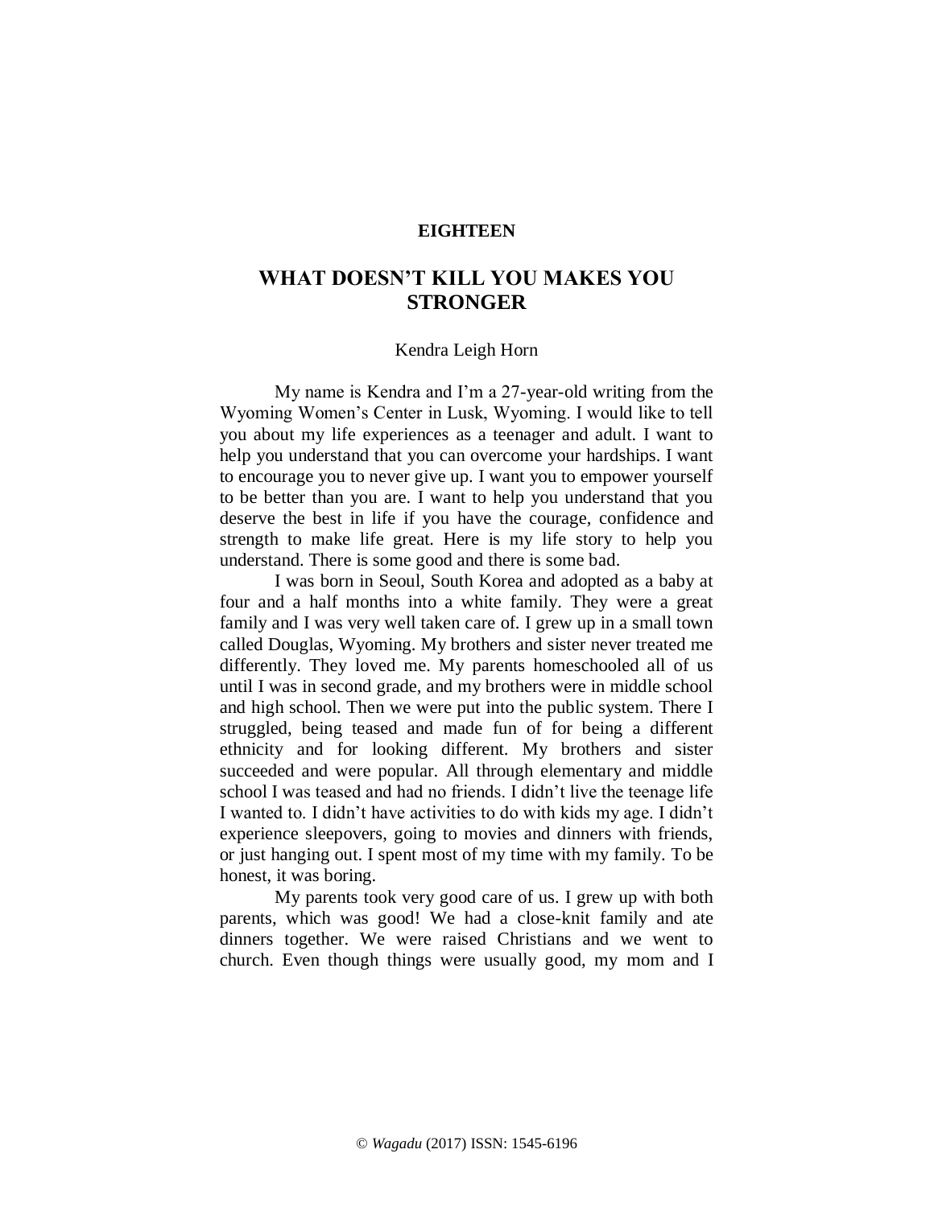**EIGHTEEN**

# WHAT DOESN'T KILL YOU MAKES YOU STRONGER

Kendra Leigh Horn

My name is Kendra and I'm a 27-year-old writing from the Wyoming Women's Center in Lusk, Wyoming. I would like to tell you about my life experiences as a teenager and adult. I want to help you understand that you can overcome your hardships. I want to encourage you to never give up. I want you to empower yourself to be better than you are. I want to help you understand that you deserve the best in life if you have the courage, confidence and strength to make life great. Here is my life story to help you understand. There is some good and there is some bad.

I was born in Seoul, South Korea and adopted as a baby at four and a half months into a white family. They were a great family and I was very well taken care of. I grew up in a small town called Douglas, Wyoming. My brothers and sister never treated me differently. They loved me. My parents homeschooled all of us until I was in second grade, and my brothers were in middle school and high school. Then we were put into the public system. There I struggled, being teased and made fun of for being a different ethnicity and for looking different. My brothers and sister succeeded and were popular. All through elementary and middle school I was teased and had no friends. I didn't live the teenage life I wanted to. I didn't have activities to do with kids my age. I didn't experience sleepovers, going to movies and dinners with friends, or just hanging out. I spent most of my time with my family. To be honest, it was boring.

My parents took very good care of us. I grew up with both parents, which was good! We had a close-knit family and ate dinners together. We were raised Christians and we went to church. Even though things were usually good, my mom and I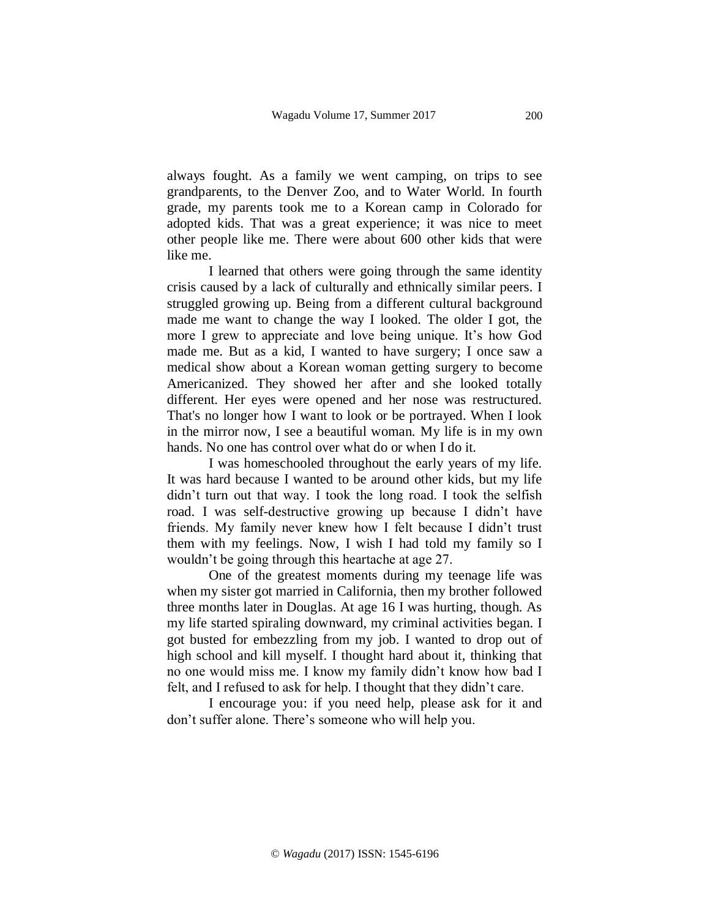always fought. As a family we went camping, on trips to see grandparents, to the Denver Zoo, and to Water World. In fourth grade, my parents took me to a Korean camp in Colorado for adopted kids. That was a great experience; it was nice to meet other people like me. There were about 600 other kids that were like me.

I learned that others were going through the same identity crisis caused by a lack of culturally and ethnically similar peers. I struggled growing up. Being from a different cultural background made me want to change the way I looked. The older I got, the more I grew to appreciate and love being unique. It's how God made me. But as a kid, I wanted to have surgery; I once saw a medical show about a Korean woman getting surgery to become Americanized. They showed her after and she looked totally different. Her eyes were opened and her nose was restructured. That's no longer how I want to look or be portrayed. When I look in the mirror now, I see a beautiful woman. My life is in my own hands. No one has control over what do or when I do it.

I was homeschooled throughout the early years of my life. It was hard because I wanted to be around other kids, but my life didn't turn out that way. I took the long road. I took the selfish road. I was self-destructive growing up because I didn't have friends. My family never knew how I felt because I didn't trust them with my feelings. Now, I wish I had told my family so I wouldn't be going through this heartache at age 27.

One of the greatest moments during my teenage life was when my sister got married in California, then my brother followed three months later in Douglas. At age 16 I was hurting, though. As my life started spiraling downward, my criminal activities began. I got busted for embezzling from my job. I wanted to drop out of high school and kill myself. I thought hard about it, thinking that no one would miss me. I know my family didn't know how bad I felt, and I refused to ask for help. I thought that they didn't care.

I encourage you: if you need help, please ask for it and don't suffer alone. There's someone who will help you.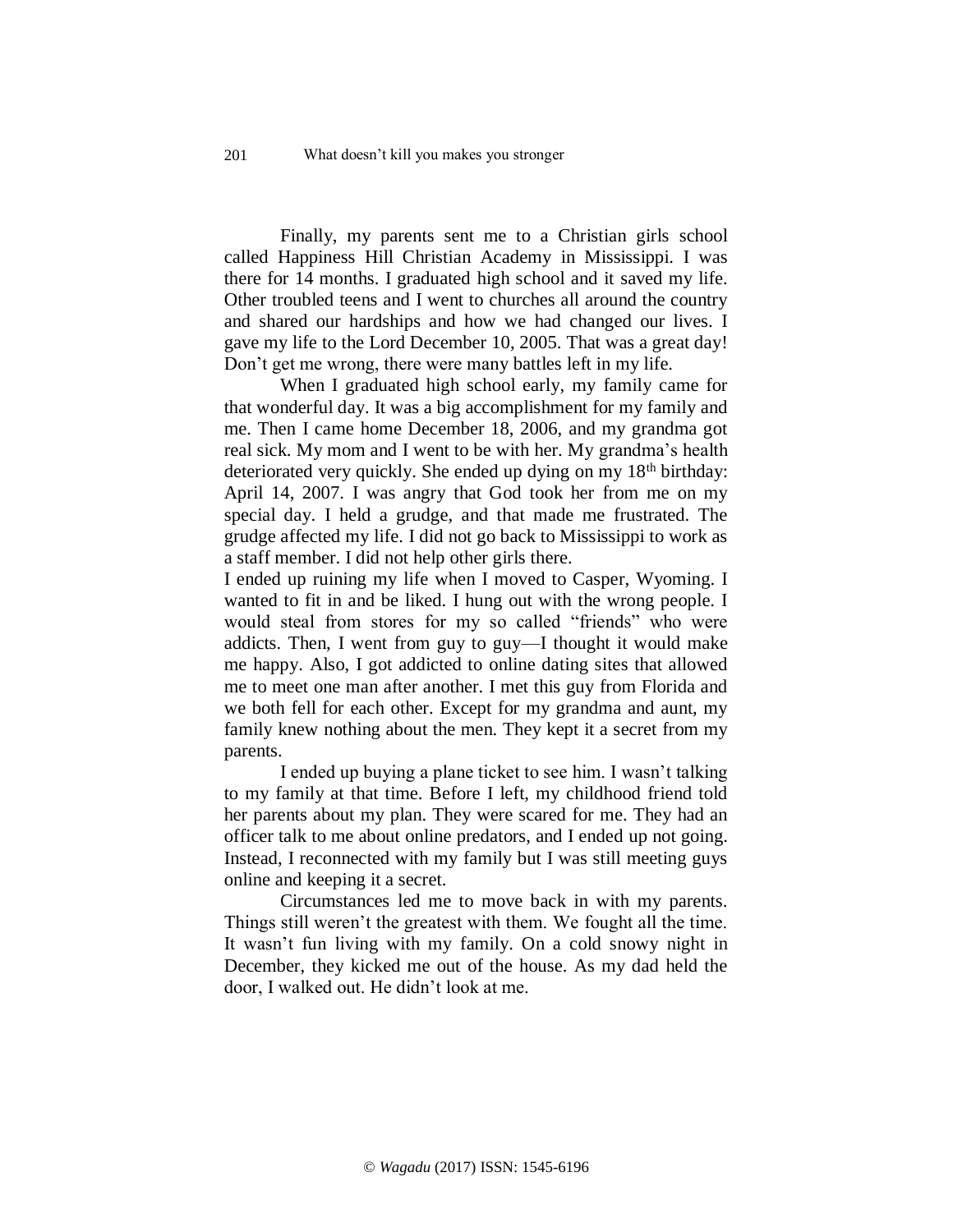Finally, my parents sent me to a Christian girls school called Happiness Hill Christian Academy in Mississippi. I was there for 14 months. I graduated high school and it saved my life. Other troubled teens and I went to churches all around the country and shared our hardships and how we had changed our lives. I gave my life to the Lord December 10, 2005. That was a great day! Don't get me wrong, there were many battles left in my life.

When I graduated high school early, my family came for that wonderful day. It was a big accomplishment for my family and me. Then I came home December 18, 2006, and my grandma got real sick. My mom and I went to be with her. My grandma's health deteriorated very quickly. She ended up dying on my 18th birthday: April 14, 2007. I was angry that God took her from me on my special day. I held a grudge, and that made me frustrated. The grudge affected my life. I did not go back to Mississippi to work as a staff member. I did not help other girls there.

I ended up ruining my life when I moved to Casper, Wyoming. I wanted to fit in and be liked. I hung out with the wrong people. I would steal from stores for my so called "friends" who were addicts. Then, I went from guy to guy—I thought it would make me happy. Also, I got addicted to online dating sites that allowed me to meet one man after another. I met this guy from Florida and we both fell for each other. Except for my grandma and aunt, my family knew nothing about the men. They kept it a secret from my parents.

I ended up buying a plane ticket to see him. I wasn't talking to my family at that time. Before I left, my childhood friend told her parents about my plan. They were scared for me. They had an officer talk to me about online predators, and I ended up not going. Instead, I reconnected with my family but I was still meeting guys online and keeping it a secret.

Circumstances led me to move back in with my parents. Things still weren't the greatest with them. We fought all the time. It wasn't fun living with my family. On a cold snowy night in December, they kicked me out of the house. As my dad held the door, I walked out. He didn't look at me.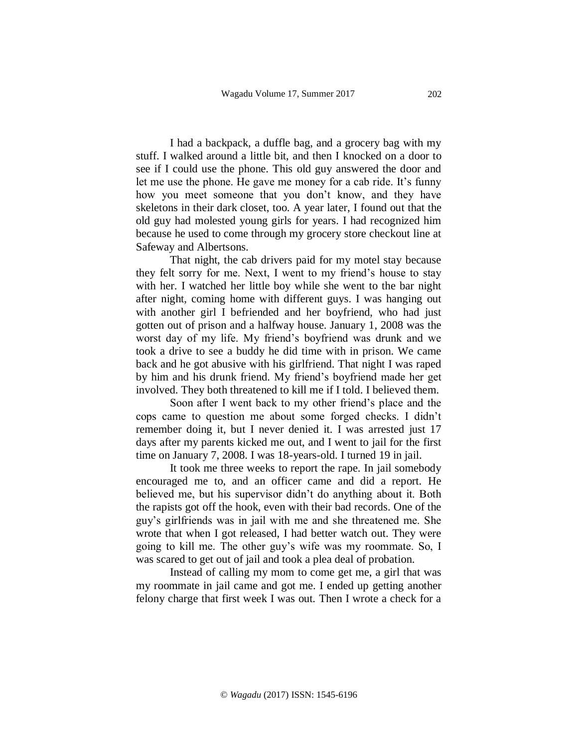I had a backpack, a duffle bag, and a grocery bag with my stuff. I walked around a little bit, and then I knocked on a door to see if I could use the phone. This old guy answered the door and let me use the phone. He gave me money for a cab ride. It's funny how you meet someone that you don't know, and they have skeletons in their dark closet, too. A year later, I found out that the old guy had molested young girls for years. I had recognized him because he used to come through my grocery store checkout line at Safeway and Albertsons.

That night, the cab drivers paid for my motel stay because they felt sorry for me. Next, I went to my friend's house to stay with her. I watched her little boy while she went to the bar night after night, coming home with different guys. I was hanging out with another girl I befriended and her boyfriend, who had just gotten out of prison and a halfway house. January 1, 2008 was the worst day of my life. My friend's boyfriend was drunk and we took a drive to see a buddy he did time with in prison. We came back and he got abusive with his girlfriend. That night I was raped by him and his drunk friend. My friend's boyfriend made her get involved. They both threatened to kill me if I told. I believed them.

Soon after I went back to my other friend's place and the cops came to question me about some forged checks. I didn't remember doing it, but I never denied it. I was arrested just 17 days after my parents kicked me out, and I went to jail for the first time on January 7, 2008. I was 18-years-old. I turned 19 in jail.

It took me three weeks to report the rape. In jail somebody encouraged me to, and an officer came and did a report. He believed me, but his supervisor didn't do anything about it. Both the rapists got off the hook, even with their bad records. One of the guy's girlfriends was in jail with me and she threatened me. She wrote that when I got released, I had better watch out. They were going to kill me. The other guy's wife was my roommate. So, I was scared to get out of jail and took a plea deal of probation.

Instead of calling my mom to come get me, a girl that was my roommate in jail came and got me. I ended up getting another felony charge that first week I was out. Then I wrote a check for a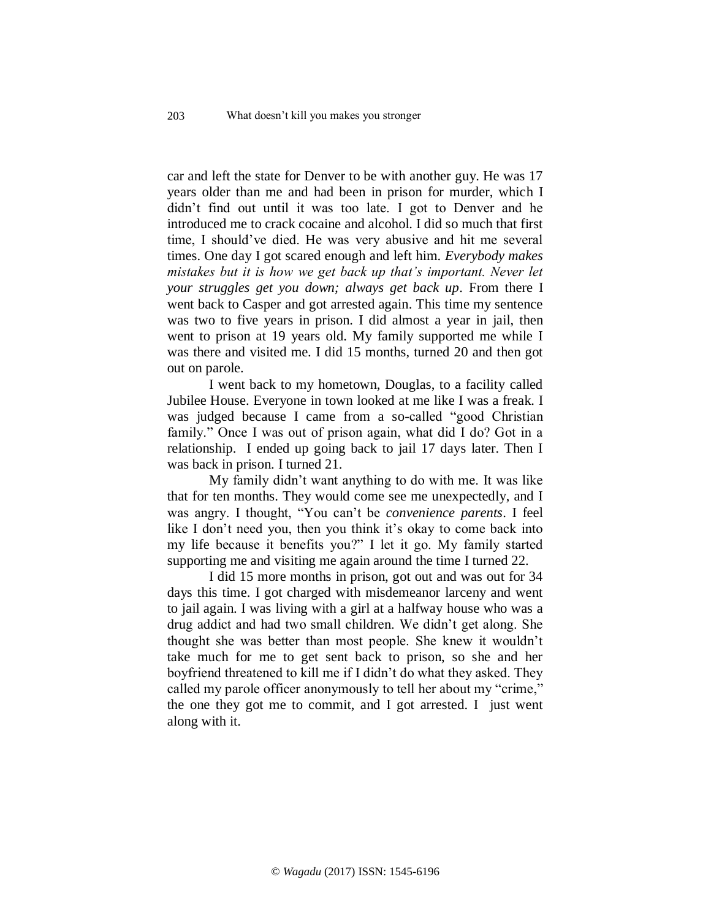car and left the state for Denver to be with another guy. He was 17 years older than me and had been in prison for murder, which I didn't find out until it was too late. I got to Denver and he introduced me to crack cocaine and alcohol. I did so much that first time, I should've died. He was very abusive and hit me several times. One day I got scared enough and left him. *Everybody makes mistakes but it is how we get back up that's important. Never let your struggles get you down; always get back up*. From there I went back to Casper and got arrested again. This time my sentence was two to five years in prison. I did almost a year in jail, then went to prison at 19 years old. My family supported me while I was there and visited me. I did 15 months, turned 20 and then got out on parole.

I went back to my hometown, Douglas, to a facility called Jubilee House. Everyone in town looked at me like I was a freak. I was judged because I came from a so-called "good Christian family." Once I was out of prison again, what did I do? Got in a relationship. I ended up going back to jail 17 days later. Then I was back in prison. I turned 21.

My family didn't want anything to do with me. It was like that for ten months. They would come see me unexpectedly, and I was angry. I thought, "You can't be *convenience parents*. I feel like I don't need you, then you think it's okay to come back into my life because it benefits you?" I let it go. My family started supporting me and visiting me again around the time I turned 22.

I did 15 more months in prison, got out and was out for 34 days this time. I got charged with misdemeanor larceny and went to jail again. I was living with a girl at a halfway house who was a drug addict and had two small children. We didn't get along. She thought she was better than most people. She knew it wouldn't take much for me to get sent back to prison, so she and her boyfriend threatened to kill me if I didn't do what they asked. They called my parole officer anonymously to tell her about my "crime," the one they got me to commit, and I got arrested. I just went along with it.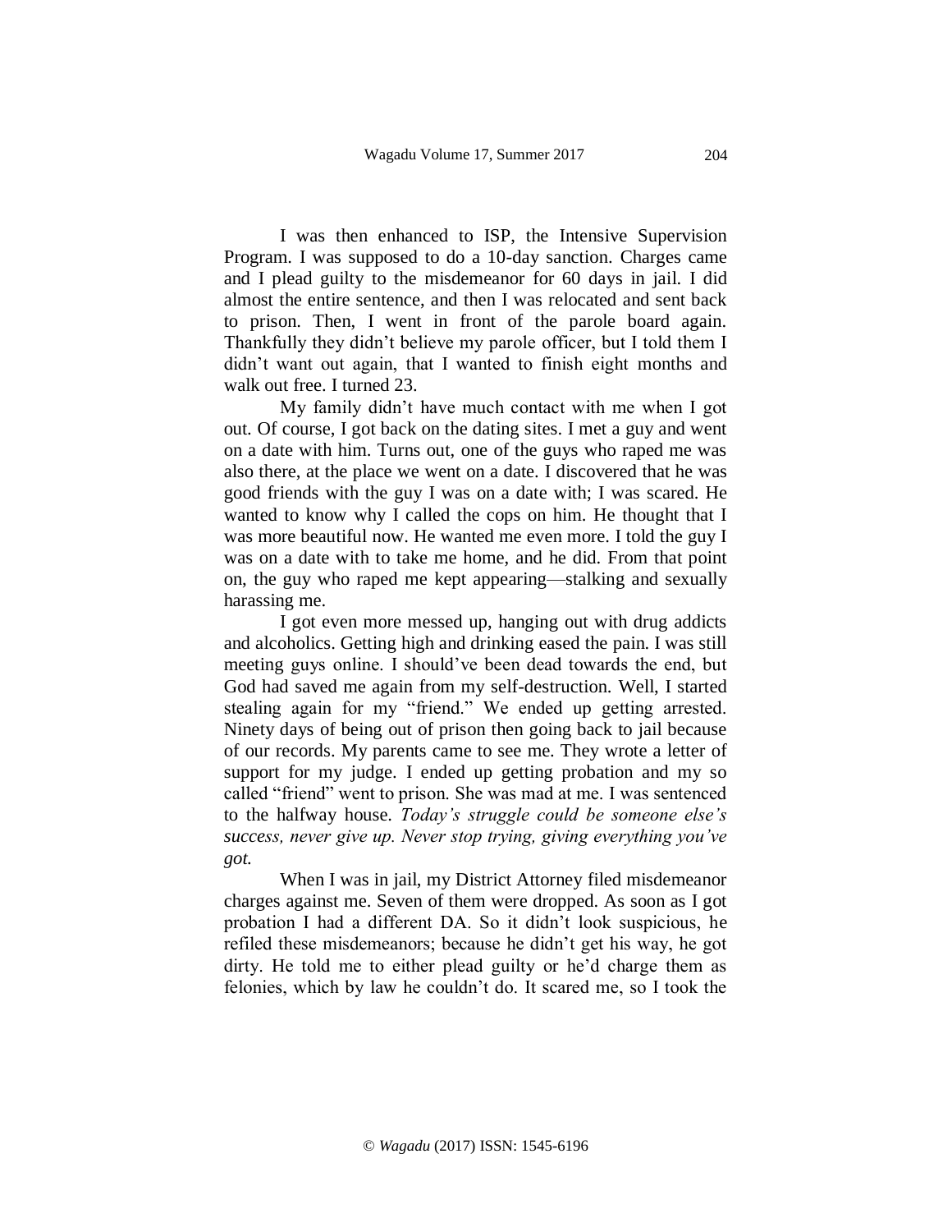I was then enhanced to ISP, the Intensive Supervision Program. I was supposed to do a 10-day sanction. Charges came and I plead guilty to the misdemeanor for 60 days in jail. I did almost the entire sentence, and then I was relocated and sent back to prison. Then, I went in front of the parole board again. Thankfully they didn't believe my parole officer, but I told them I didn't want out again, that I wanted to finish eight months and walk out free. I turned 23.

My family didn't have much contact with me when I got out. Of course, I got back on the dating sites. I met a guy and went on a date with him. Turns out, one of the guys who raped me was also there, at the place we went on a date. I discovered that he was good friends with the guy I was on a date with; I was scared. He wanted to know why I called the cops on him. He thought that I was more beautiful now. He wanted me even more. I told the guy I was on a date with to take me home, and he did. From that point on, the guy who raped me kept appearing—stalking and sexually harassing me.

I got even more messed up, hanging out with drug addicts and alcoholics. Getting high and drinking eased the pain. I was still meeting guys online. I should've been dead towards the end, but God had saved me again from my self-destruction. Well, I started stealing again for my "friend." We ended up getting arrested. Ninety days of being out of prison then going back to jail because of our records. My parents came to see me. They wrote a letter of support for my judge. I ended up getting probation and my so called "friend" went to prison. She was mad at me. I was sentenced to the halfway house. *Today's struggle could be someone else's success, never give up. Never stop trying, giving everything you've got.*

When I was in jail, my District Attorney filed misdemeanor charges against me. Seven of them were dropped. As soon as I got probation I had a different DA. So it didn't look suspicious, he refiled these misdemeanors; because he didn't get his way, he got dirty. He told me to either plead guilty or he'd charge them as felonies, which by law he couldn't do. It scared me, so I took the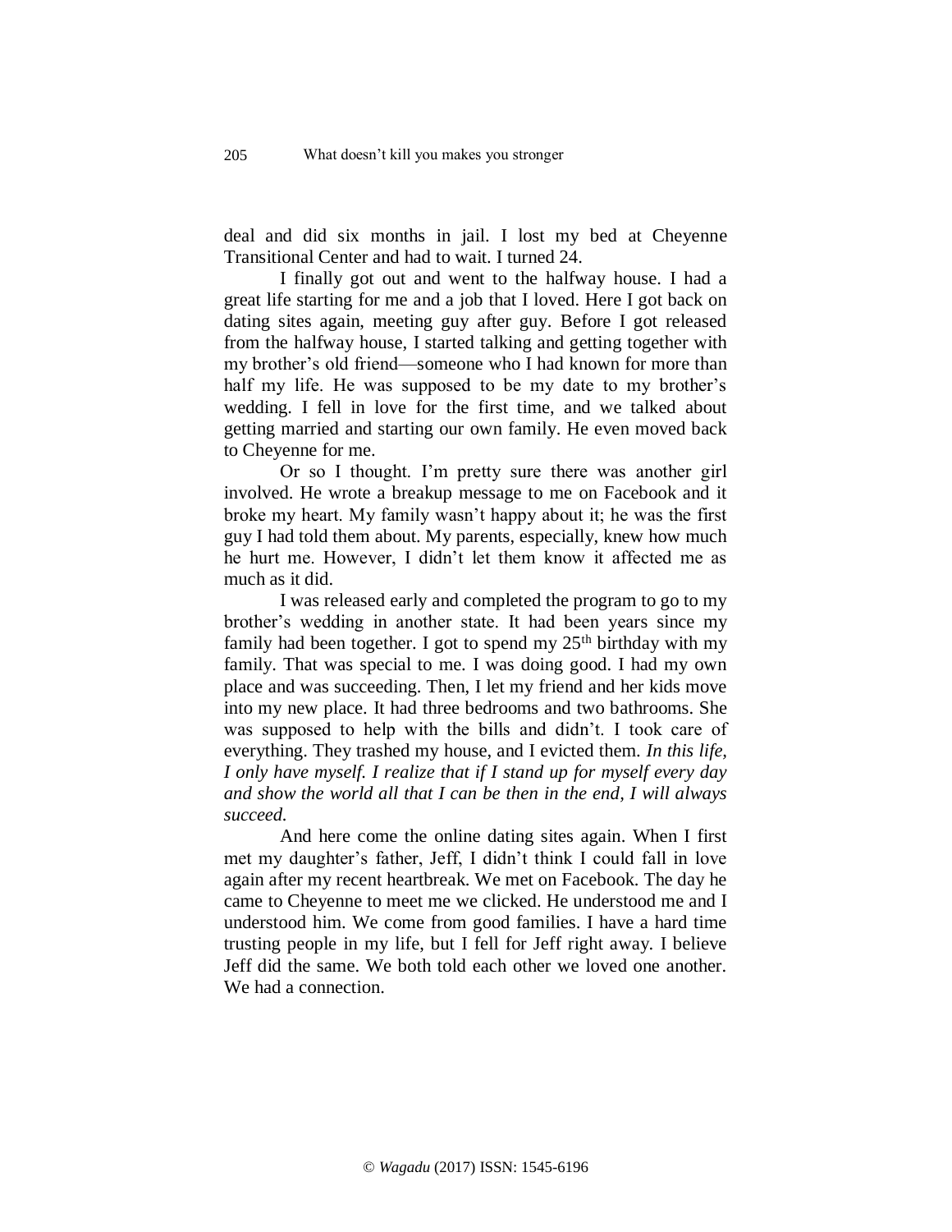deal and did six months in jail. I lost my bed at Cheyenne Transitional Center and had to wait. I turned 24.

I finally got out and went to the halfway house. I had a great life starting for me and a job that I loved. Here I got back on dating sites again, meeting guy after guy. Before I got released from the halfway house, I started talking and getting together with my brother's old friend—someone who I had known for more than half my life. He was supposed to be my date to my brother's wedding. I fell in love for the first time, and we talked about getting married and starting our own family. He even moved back to Cheyenne for me.

Or so I thought. I'm pretty sure there was another girl involved. He wrote a breakup message to me on Facebook and it broke my heart. My family wasn't happy about it; he was the first guy I had told them about. My parents, especially, knew how much he hurt me. However, I didn't let them know it affected me as much as it did.

I was released early and completed the program to go to my brother's wedding in another state. It had been years since my family had been together. I got to spend my 25th birthday with my family. That was special to me. I was doing good. I had my own place and was succeeding. Then, I let my friend and her kids move into my new place. It had three bedrooms and two bathrooms. She was supposed to help with the bills and didn't. I took care of everything. They trashed my house, and I evicted them. *In this life, I only have myself. I realize that if I stand up for myself every day and show the world all that I can be then in the end, I will always succeed.*

And here come the online dating sites again. When I first met my daughter's father, Jeff, I didn't think I could fall in love again after my recent heartbreak. We met on Facebook. The day he came to Cheyenne to meet me we clicked. He understood me and I understood him. We come from good families. I have a hard time trusting people in my life, but I fell for Jeff right away. I believe Jeff did the same. We both told each other we loved one another. We had a connection.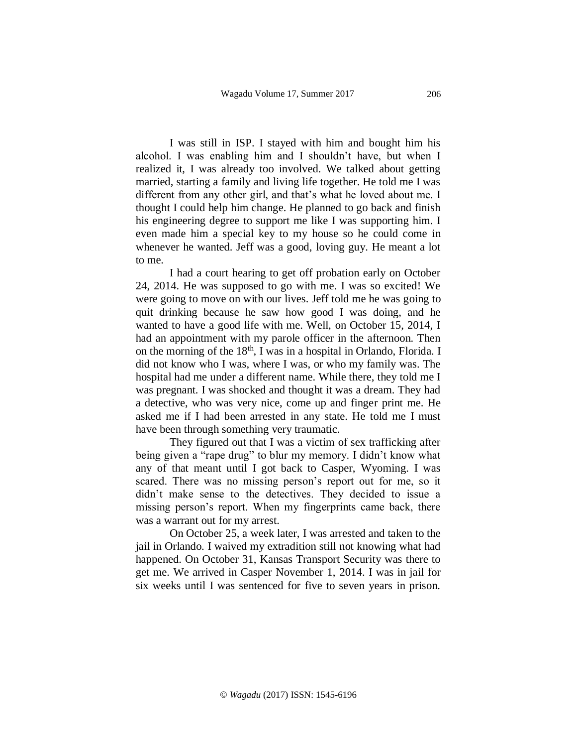I was still in ISP. I stayed with him and bought him his alcohol. I was enabling him and I shouldn't have, but when I realized it, I was already too involved. We talked about getting married, starting a family and living life together. He told me I was different from any other girl, and that's what he loved about me. I thought I could help him change. He planned to go back and finish his engineering degree to support me like I was supporting him. I even made him a special key to my house so he could come in whenever he wanted. Jeff was a good, loving guy. He meant a lot to me.

I had a court hearing to get off probation early on October 24, 2014. He was supposed to go with me. I was so excited! We were going to move on with our lives. Jeff told me he was going to quit drinking because he saw how good I was doing, and he wanted to have a good life with me. Well, on October 15, 2014, I had an appointment with my parole officer in the afternoon. Then on the morning of the 18th, I was in a hospital in Orlando, Florida. I did not know who I was, where I was, or who my family was. The hospital had me under a different name. While there, they told me I was pregnant. I was shocked and thought it was a dream. They had a detective, who was very nice, come up and finger print me. He asked me if I had been arrested in any state. He told me I must have been through something very traumatic.

They figured out that I was a victim of sex trafficking after being given a "rape drug" to blur my memory. I didn't know what any of that meant until I got back to Casper, Wyoming. I was scared. There was no missing person's report out for me, so it didn't make sense to the detectives. They decided to issue a missing person's report. When my fingerprints came back, there was a warrant out for my arrest.

On October 25, a week later, I was arrested and taken to the jail in Orlando. I waived my extradition still not knowing what had happened. On October 31, Kansas Transport Security was there to get me. We arrived in Casper November 1, 2014. I was in jail for six weeks until I was sentenced for five to seven years in prison.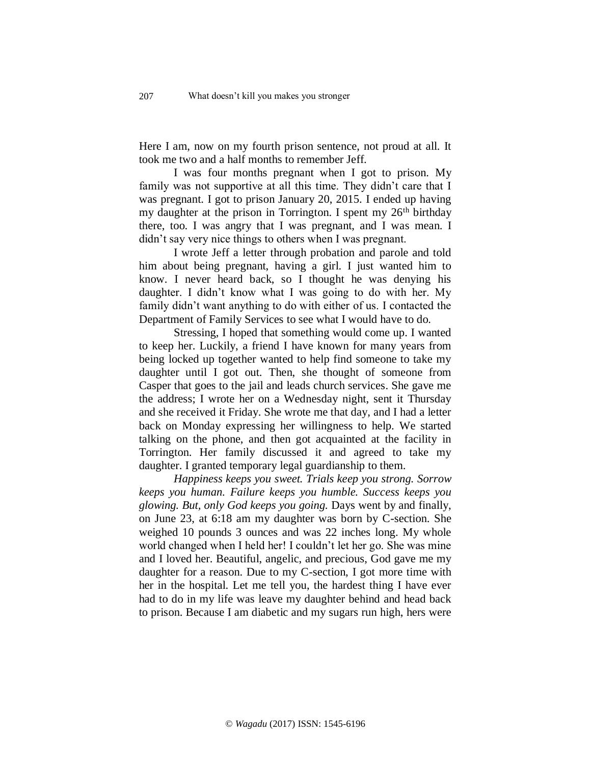Here I am, now on my fourth prison sentence, not proud at all. It took me two and a half months to remember Jeff.

I was four months pregnant when I got to prison. My family was not supportive at all this time. They didn't care that I was pregnant. I got to prison January 20, 2015. I ended up having my daughter at the prison in Torrington. I spent my 26th birthday there, too. I was angry that I was pregnant, and I was mean. I didn't say very nice things to others when I was pregnant.

I wrote Jeff a letter through probation and parole and told him about being pregnant, having a girl. I just wanted him to know. I never heard back, so I thought he was denying his daughter. I didn't know what I was going to do with her. My family didn't want anything to do with either of us. I contacted the Department of Family Services to see what I would have to do.

Stressing, I hoped that something would come up. I wanted to keep her. Luckily, a friend I have known for many years from being locked up together wanted to help find someone to take my daughter until I got out. Then, she thought of someone from Casper that goes to the jail and leads church services. She gave me the address; I wrote her on a Wednesday night, sent it Thursday and she received it Friday. She wrote me that day, and I had a letter back on Monday expressing her willingness to help. We started talking on the phone, and then got acquainted at the facility in Torrington. Her family discussed it and agreed to take my daughter. I granted temporary legal guardianship to them.

*Happiness keeps you sweet. Trials keep you strong. Sorrow keeps you human. Failure keeps you humble. Success keeps you glowing. But, only God keeps you going.* Days went by and finally, on June 23, at 6:18 am my daughter was born by C-section. She weighed 10 pounds 3 ounces and was 22 inches long. My whole world changed when I held her! I couldn't let her go. She was mine and I loved her. Beautiful, angelic, and precious, God gave me my daughter for a reason. Due to my C-section, I got more time with her in the hospital. Let me tell you, the hardest thing I have ever had to do in my life was leave my daughter behind and head back to prison. Because I am diabetic and my sugars run high, hers were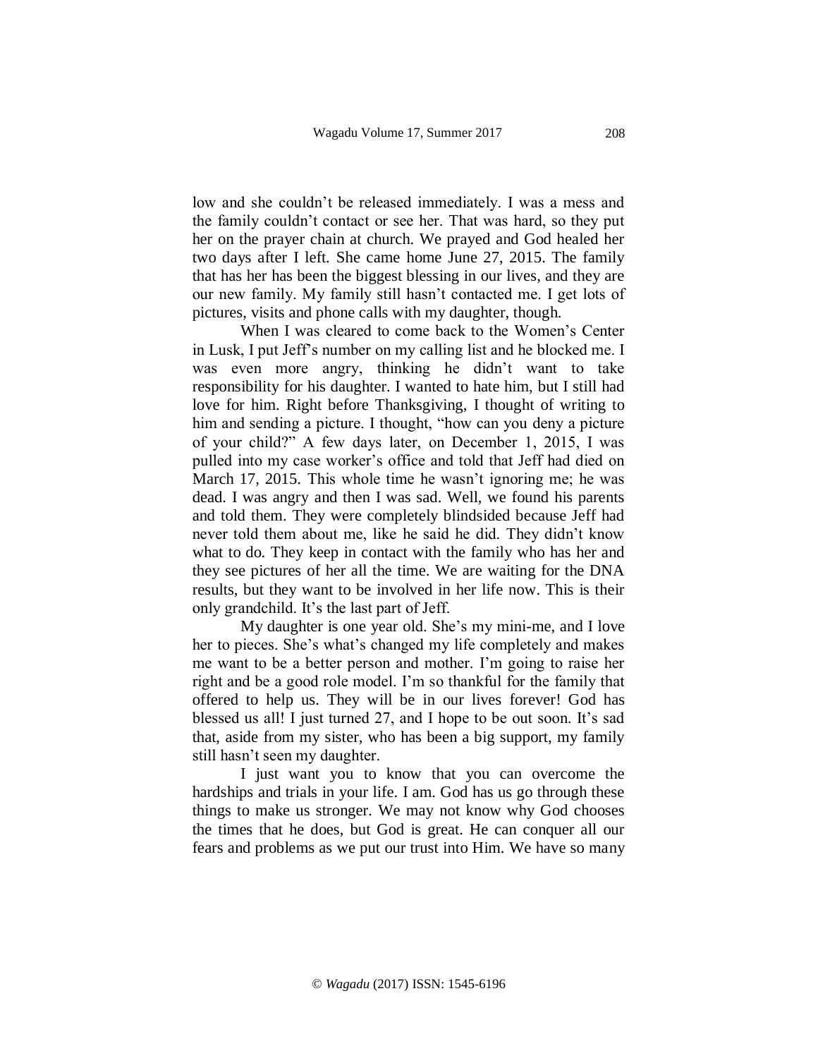low and she couldn't be released immediately. I was a mess and the family couldn't contact or see her. That was hard, so they put her on the prayer chain at church. We prayed and God healed her two days after I left. She came home June 27, 2015. The family that has her has been the biggest blessing in our lives, and they are our new family. My family still hasn't contacted me. I get lots of pictures, visits and phone calls with my daughter, though.

When I was cleared to come back to the Women's Center in Lusk, I put Jeff's number on my calling list and he blocked me. I was even more angry, thinking he didn't want to take responsibility for his daughter. I wanted to hate him, but I still had love for him. Right before Thanksgiving, I thought of writing to him and sending a picture. I thought, "how can you deny a picture of your child?" A few days later, on December 1, 2015, I was pulled into my case worker's office and told that Jeff had died on March 17, 2015. This whole time he wasn't ignoring me; he was dead. I was angry and then I was sad. Well, we found his parents and told them. They were completely blindsided because Jeff had never told them about me, like he said he did. They didn't know what to do. They keep in contact with the family who has her and they see pictures of her all the time. We are waiting for the DNA results, but they want to be involved in her life now. This is their only grandchild. It's the last part of Jeff.

My daughter is one year old. She's my mini-me, and I love her to pieces. She's what's changed my life completely and makes me want to be a better person and mother. I'm going to raise her right and be a good role model. I'm so thankful for the family that offered to help us. They will be in our lives forever! God has blessed us all! I just turned 27, and I hope to be out soon. It's sad that, aside from my sister, who has been a big support, my family still hasn't seen my daughter.

I just want you to know that you can overcome the hardships and trials in your life. I am. God has us go through these things to make us stronger. We may not know why God chooses the times that he does, but God is great. He can conquer all our fears and problems as we put our trust into Him. We have so many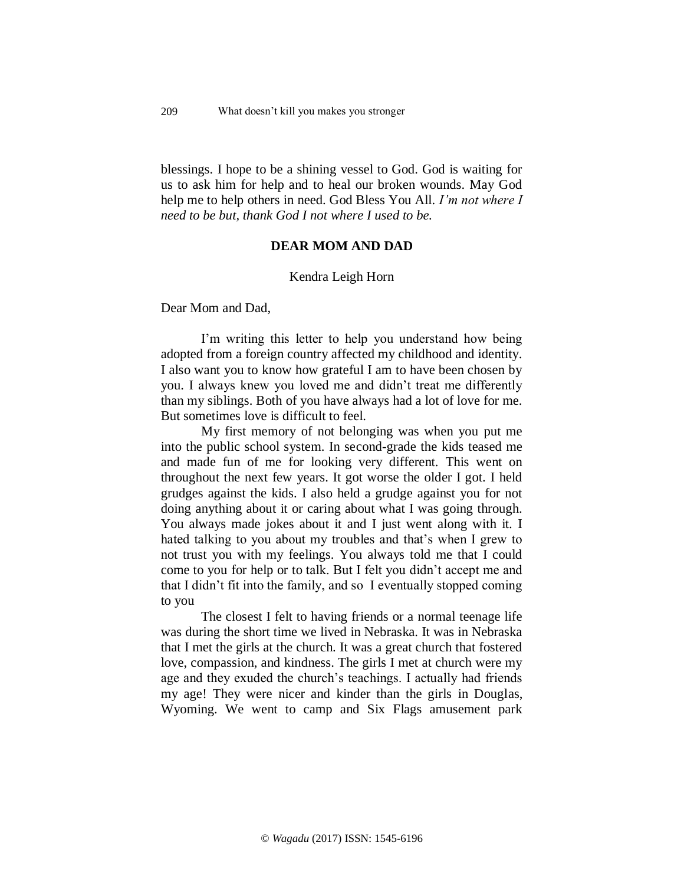blessings. I hope to be a shining vessel to God. God is waiting for us to ask him for help and to heal our broken wounds. May God help me to help others in need. God Bless You All. *I'm not where I need to be but, thank God I not where I used to be.*

## DEAR MOM AND DAD

Kendra Leigh Horn

Dear Mom and Dad,

I'm writing this letter to help you understand how being adopted from a foreign country affected my childhood and identity. I also want you to know how grateful I am to have been chosen by you. I always knew you loved me and didn't treat me differently than my siblings. Both of you have always had a lot of love for me. But sometimes love is difficult to feel.

My first memory of not belonging was when you put me into the public school system. In second-grade the kids teased me and made fun of me for looking very different. This went on throughout the next few years. It got worse the older I got. I held grudges against the kids. I also held a grudge against you for not doing anything about it or caring about what I was going through. You always made jokes about it and I just went along with it. I hated talking to you about my troubles and that's when I grew to not trust you with my feelings. You always told me that I could come to you for help or to talk. But I felt you didn't accept me and that I didn't fit into the family, and so I eventually stopped coming to you

The closest I felt to having friends or a normal teenage life was during the short time we lived in Nebraska. It was in Nebraska that I met the girls at the church. It was a great church that fostered love, compassion, and kindness. The girls I met at church were my age and they exuded the church's teachings. I actually had friends my age! They were nicer and kinder than the girls in Douglas, Wyoming. We went to camp and Six Flags amusement park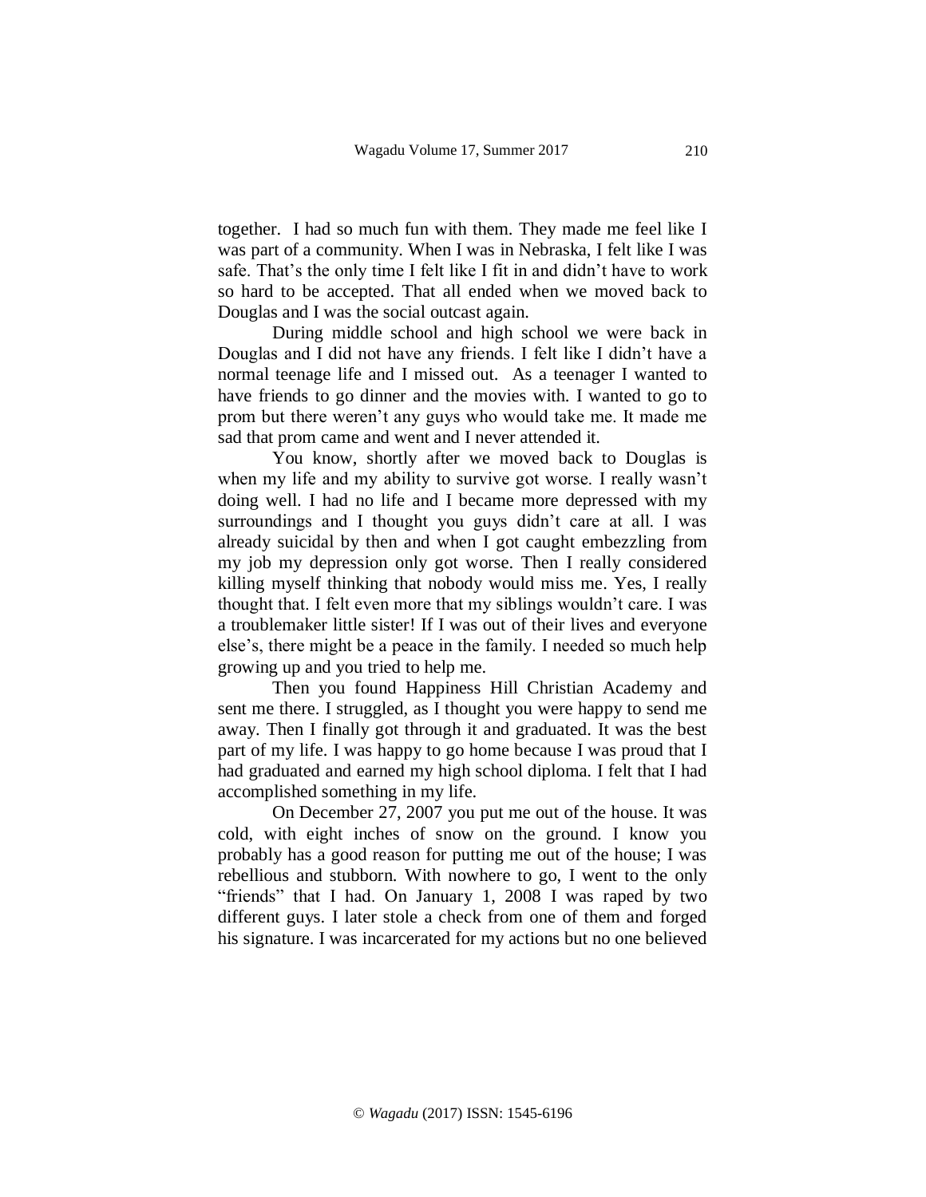together. I had so much fun with them. They made me feel like I was part of a community. When I was in Nebraska, I felt like I was safe. That's the only time I felt like I fit in and didn't have to work so hard to be accepted. That all ended when we moved back to Douglas and I was the social outcast again.

During middle school and high school we were back in Douglas and I did not have any friends. I felt like I didn't have a normal teenage life and I missed out. As a teenager I wanted to have friends to go dinner and the movies with. I wanted to go to prom but there weren't any guys who would take me. It made me sad that prom came and went and I never attended it.

You know, shortly after we moved back to Douglas is when my life and my ability to survive got worse. I really wasn't doing well. I had no life and I became more depressed with my surroundings and I thought you guys didn't care at all. I was already suicidal by then and when I got caught embezzling from my job my depression only got worse. Then I really considered killing myself thinking that nobody would miss me. Yes, I really thought that. I felt even more that my siblings wouldn't care. I was a troublemaker little sister! If I was out of their lives and everyone else's, there might be a peace in the family. I needed so much help growing up and you tried to help me.

Then you found Happiness Hill Christian Academy and sent me there. I struggled, as I thought you were happy to send me away. Then I finally got through it and graduated. It was the best part of my life. I was happy to go home because I was proud that I had graduated and earned my high school diploma. I felt that I had accomplished something in my life.

On December 27, 2007 you put me out of the house. It was cold, with eight inches of snow on the ground. I know you probably has a good reason for putting me out of the house; I was rebellious and stubborn. With nowhere to go, I went to the only "friends" that I had. On January 1, 2008 I was raped by two different guys. I later stole a check from one of them and forged his signature. I was incarcerated for my actions but no one believed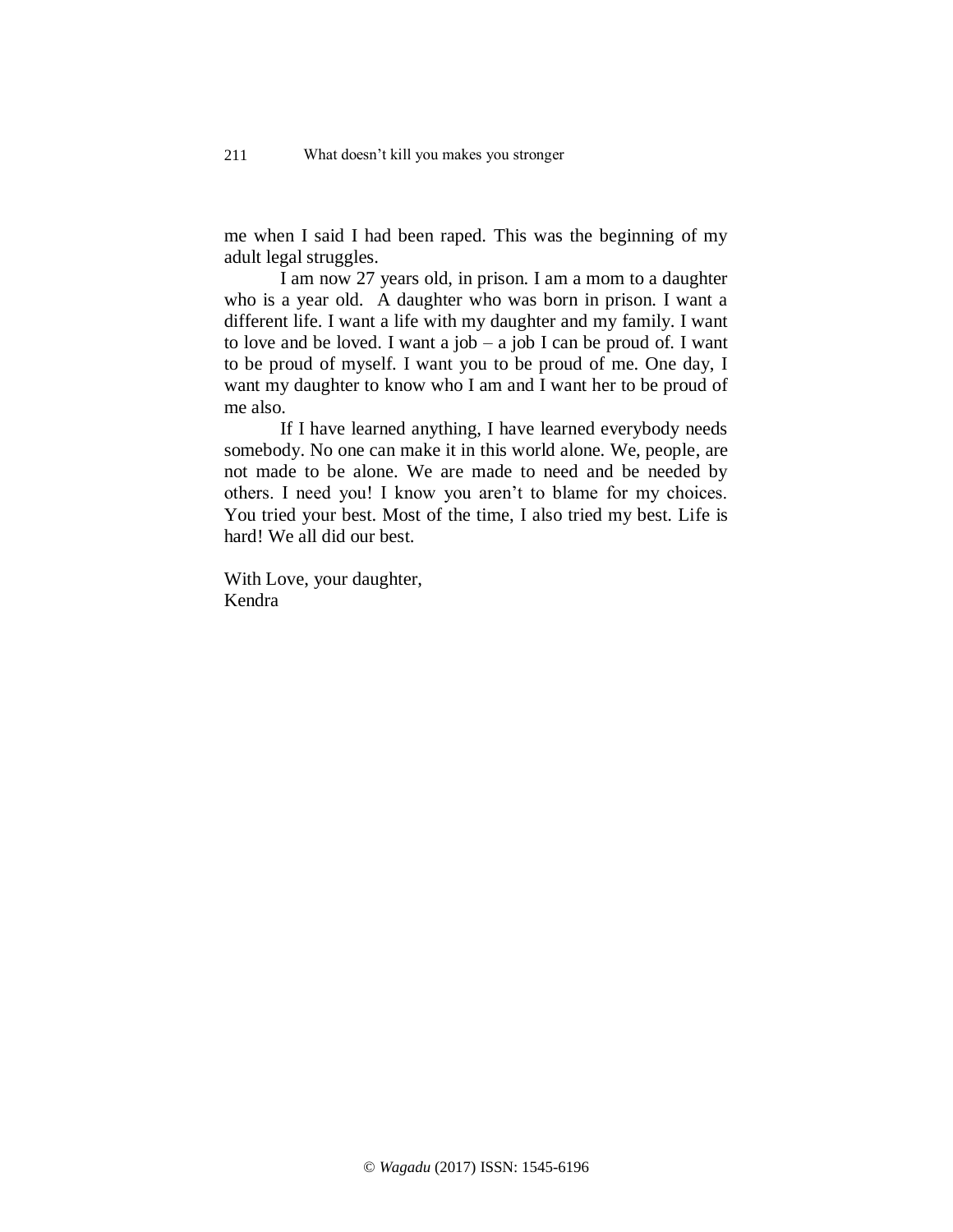me when I said I had been raped. This was the beginning of my adult legal struggles.

I am now 27 years old, in prison. I am a mom to a daughter who is a year old. A daughter who was born in prison. I want a different life. I want a life with my daughter and my family. I want to love and be loved. I want a job – a job I can be proud of. I want to be proud of myself. I want you to be proud of me. One day, I want my daughter to know who I am and I want her to be proud of me also.

If I have learned anything, I have learned everybody needs somebody. No one can make it in this world alone. We, people, are not made to be alone. We are made to need and be needed by others. I need you! I know you aren't to blame for my choices. You tried your best. Most of the time, I also tried my best. Life is hard! We all did our best.

With Love, your daughter,  
Kendra